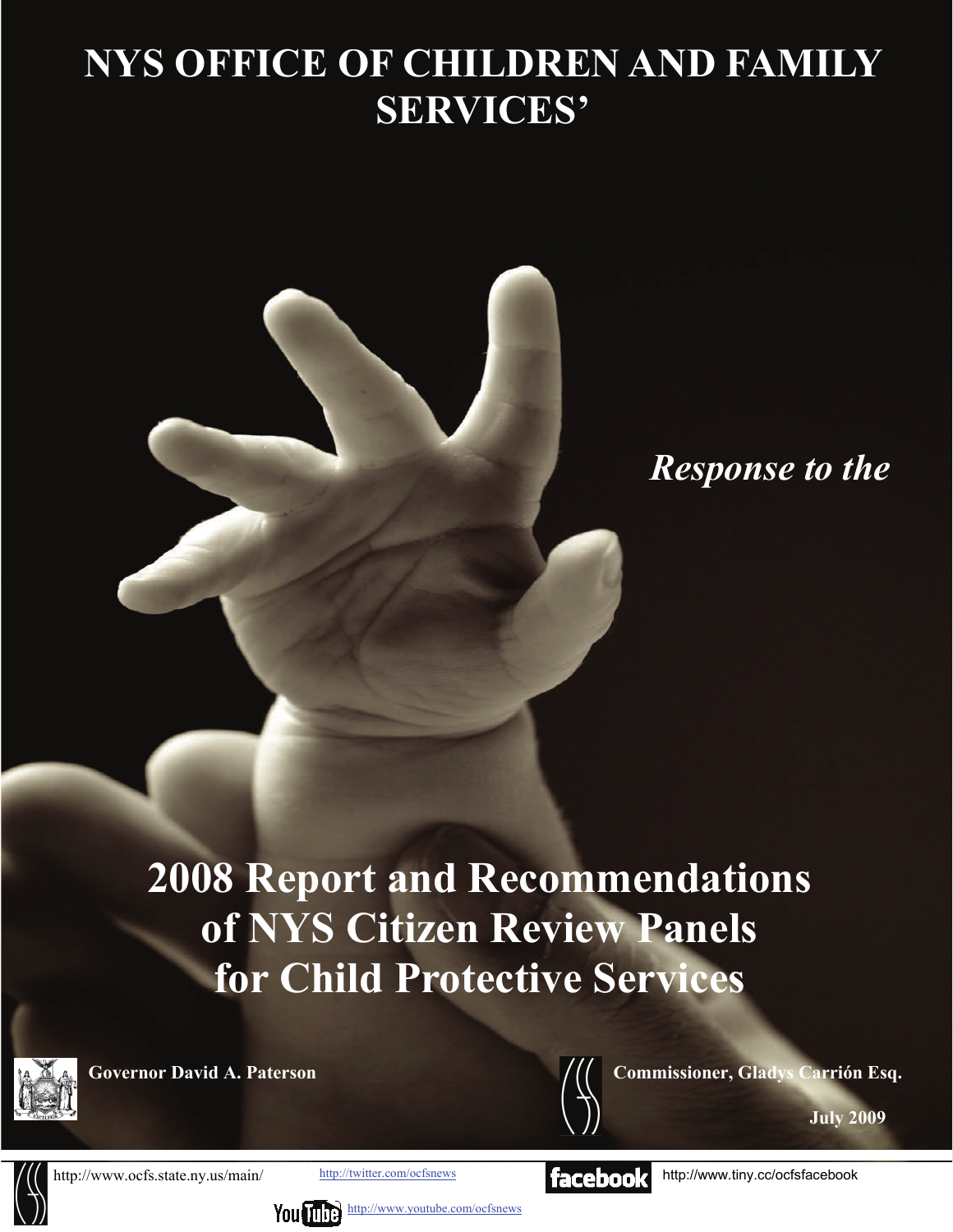# NYS OFFICE OF CHILDREN AND FAMILY SERVICES'

*Response to the*

# 2008 Report and Recommendations of NYS Citizen Review Panels for Child Protective Services

**Governor David A. Paterson**

**Commissioner, Gladys Carrión Esq.**

**July 2009**

http://www.ocfs.state.ny.us/main/ http://twitter.com/ocfsnews http://www.tiny.cc/ocfsfacebook

http://www.youtube.com/ocfsnews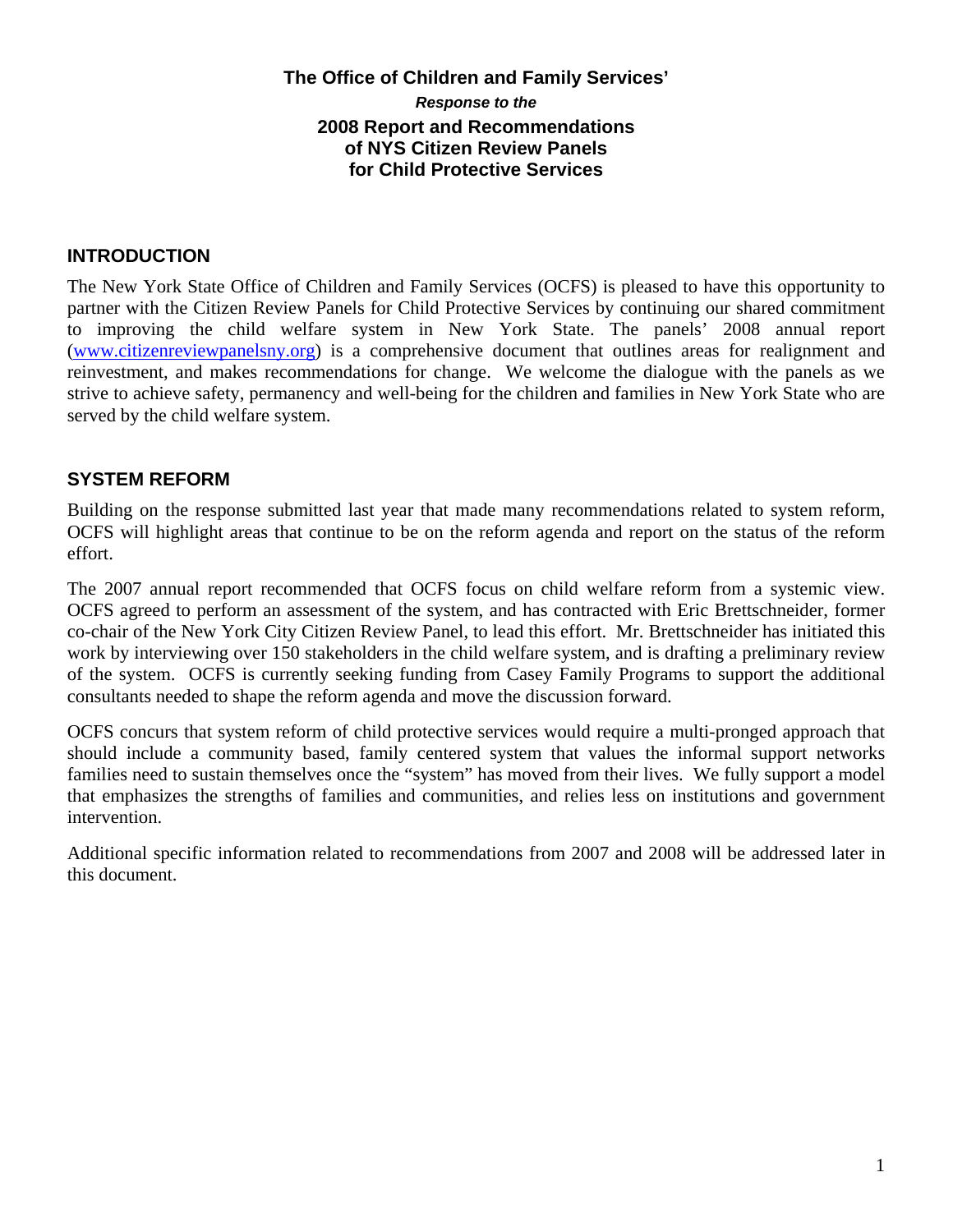**The Office of Children and Family Services'**

***Response to the***

**2008 Report and Recommendations of NYS Citizen Review Panels for Child Protective Services**

## INTRODUCTION

The New York State Office of Children and Family Services (OCFS) is pleased to have this opportunity to partner with the Citizen Review Panels for Child Protective Services by continuing our shared commitment to improving the child welfare system in New York State. The panels' 2008 annual report (www.citizenreviewpanelsny.org) is a comprehensive document that outlines areas for realignment and reinvestment, and makes recommendations for change. We welcome the dialogue with the panels as we strive to achieve safety, permanency and well-being for the children and families in New York State who are served by the child welfare system.

## SYSTEM REFORM

Building on the response submitted last year that made many recommendations related to system reform, OCFS will highlight areas that continue to be on the reform agenda and report on the status of the reform effort.

The 2007 annual report recommended that OCFS focus on child welfare reform from a systemic view. OCFS agreed to perform an assessment of the system, and has contracted with Eric Brettschneider, former co-chair of the New York City Citizen Review Panel, to lead this effort. Mr. Brettschneider has initiated this work by interviewing over 150 stakeholders in the child welfare system, and is drafting a preliminary review of the system. OCFS is currently seeking funding from Casey Family Programs to support the additional consultants needed to shape the reform agenda and move the discussion forward.

OCFS concurs that system reform of child protective services would require a multi-pronged approach that should include a community based, family centered system that values the informal support networks families need to sustain themselves once the "system" has moved from their lives. We fully support a model that emphasizes the strengths of families and communities, and relies less on institutions and government intervention.

Additional specific information related to recommendations from 2007 and 2008 will be addressed later in this document.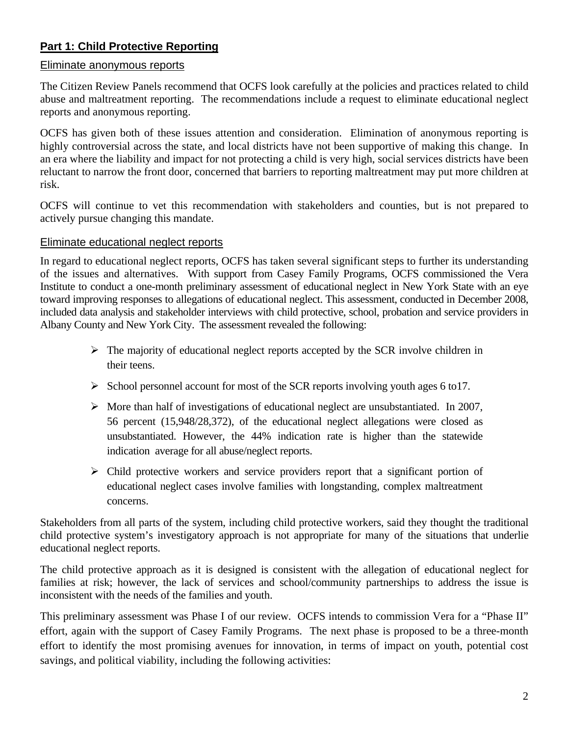## Part 1: Child Protective Reporting

### Eliminate anonymous reports

The Citizen Review Panels recommend that OCFS look carefully at the policies and practices related to child abuse and maltreatment reporting. The recommendations include a request to eliminate educational neglect reports and anonymous reporting.

OCFS has given both of these issues attention and consideration. Elimination of anonymous reporting is highly controversial across the state, and local districts have not been supportive of making this change. In an era where the liability and impact for not protecting a child is very high, social services districts have been reluctant to narrow the front door, concerned that barriers to reporting maltreatment may put more children at risk.

OCFS will continue to vet this recommendation with stakeholders and counties, but is not prepared to actively pursue changing this mandate.

### Eliminate educational neglect reports

In regard to educational neglect reports, OCFS has taken several significant steps to further its understanding of the issues and alternatives. With support from Casey Family Programs, OCFS commissioned the Vera Institute to conduct a one-month preliminary assessment of educational neglect in New York State with an eye toward improving responses to allegations of educational neglect. This assessment, conducted in December 2008, included data analysis and stakeholder interviews with child protective, school, probation and service providers in Albany County and New York City. The assessment revealed the following:

- The majority of educational neglect reports accepted by the SCR involve children in their teens.
- School personnel account for most of the SCR reports involving youth ages 6 to17.
- More than half of investigations of educational neglect are unsubstantiated. In 2007, 56 percent (15,948/28,372), of the educational neglect allegations were closed as unsubstantiated. However, the 44% indication rate is higher than the statewide indication average for all abuse/neglect reports.
- Child protective workers and service providers report that a significant portion of educational neglect cases involve families with longstanding, complex maltreatment concerns.

Stakeholders from all parts of the system, including child protective workers, said they thought the traditional child protective system's investigatory approach is not appropriate for many of the situations that underlie educational neglect reports.

The child protective approach as it is designed is consistent with the allegation of educational neglect for families at risk; however, the lack of services and school/community partnerships to address the issue is inconsistent with the needs of the families and youth.

This preliminary assessment was Phase I of our review. OCFS intends to commission Vera for a "Phase II" effort, again with the support of Casey Family Programs. The next phase is proposed to be a three-month effort to identify the most promising avenues for innovation, in terms of impact on youth, potential cost savings, and political viability, including the following activities: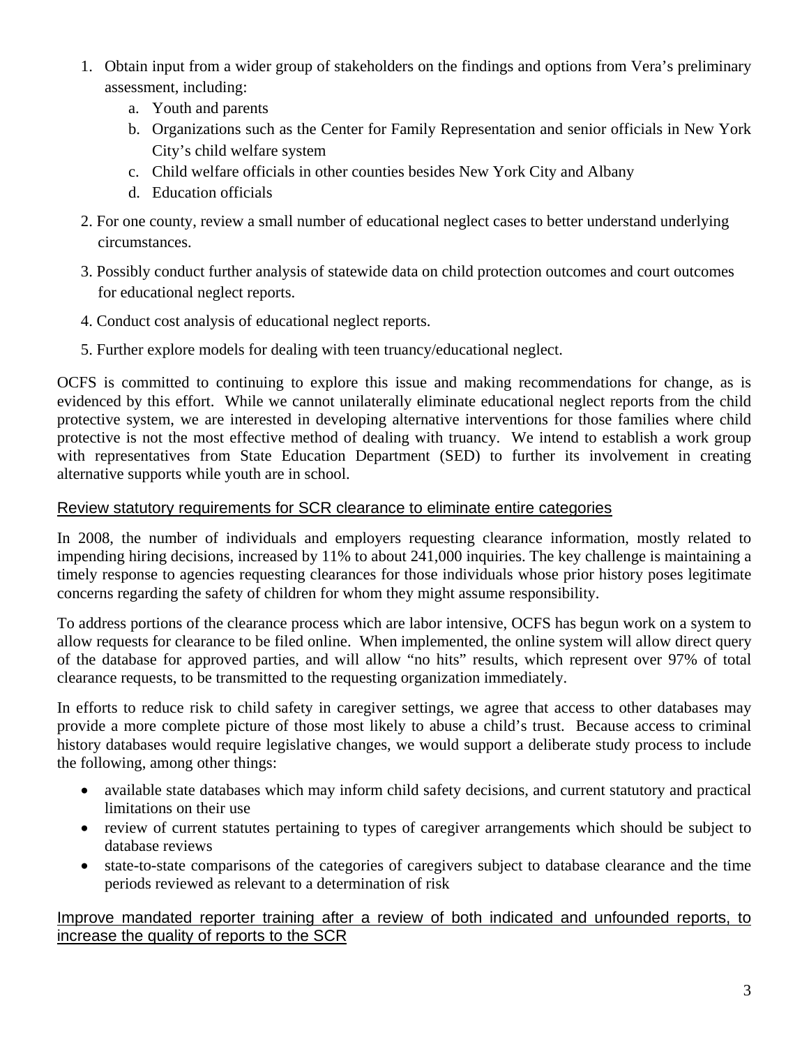1. Obtain input from a wider group of stakeholders on the findings and options from Vera's preliminary assessment, including:
   a. Youth and parents
   b. Organizations such as the Center for Family Representation and senior officials in New York City's child welfare system
   c. Child welfare officials in other counties besides New York City and Albany
   d. Education officials
2. For one county, review a small number of educational neglect cases to better understand underlying circumstances.
3. Possibly conduct further analysis of statewide data on child protection outcomes and court outcomes for educational neglect reports.
4. Conduct cost analysis of educational neglect reports.
5. Further explore models for dealing with teen truancy/educational neglect.

OCFS is committed to continuing to explore this issue and making recommendations for change, as is evidenced by this effort. While we cannot unilaterally eliminate educational neglect reports from the child protective system, we are interested in developing alternative interventions for those families where child protective is not the most effective method of dealing with truancy. We intend to establish a work group with representatives from State Education Department (SED) to further its involvement in creating alternative supports while youth are in school.

## Review statutory requirements for SCR clearance to eliminate entire categories

In 2008, the number of individuals and employers requesting clearance information, mostly related to impending hiring decisions, increased by 11% to about 241,000 inquiries. The key challenge is maintaining a timely response to agencies requesting clearances for those individuals whose prior history poses legitimate concerns regarding the safety of children for whom they might assume responsibility.

To address portions of the clearance process which are labor intensive, OCFS has begun work on a system to allow requests for clearance to be filed online. When implemented, the online system will allow direct query of the database for approved parties, and will allow "no hits" results, which represent over 97% of total clearance requests, to be transmitted to the requesting organization immediately.

In efforts to reduce risk to child safety in caregiver settings, we agree that access to other databases may provide a more complete picture of those most likely to abuse a child's trust. Because access to criminal history databases would require legislative changes, we would support a deliberate study process to include the following, among other things:

- available state databases which may inform child safety decisions, and current statutory and practical limitations on their use
- review of current statutes pertaining to types of caregiver arrangements which should be subject to database reviews
- state-to-state comparisons of the categories of caregivers subject to database clearance and the time periods reviewed as relevant to a determination of risk

## Improve mandated reporter training after a review of both indicated and unfounded reports, to increase the quality of reports to the SCR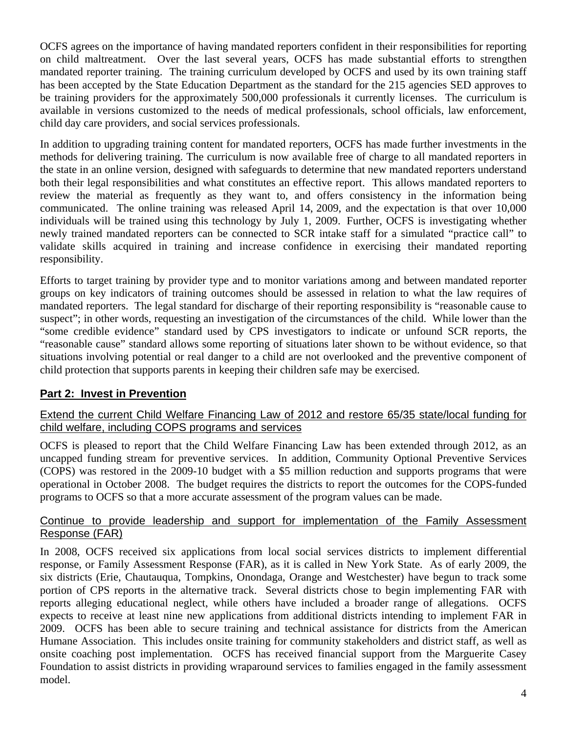OCFS agrees on the importance of having mandated reporters confident in their responsibilities for reporting on child maltreatment. Over the last several years, OCFS has made substantial efforts to strengthen mandated reporter training. The training curriculum developed by OCFS and used by its own training staff has been accepted by the State Education Department as the standard for the 215 agencies SED approves to be training providers for the approximately 500,000 professionals it currently licenses. The curriculum is available in versions customized to the needs of medical professionals, school officials, law enforcement, child day care providers, and social services professionals.

In addition to upgrading training content for mandated reporters, OCFS has made further investments in the methods for delivering training. The curriculum is now available free of charge to all mandated reporters in the state in an online version, designed with safeguards to determine that new mandated reporters understand both their legal responsibilities and what constitutes an effective report. This allows mandated reporters to review the material as frequently as they want to, and offers consistency in the information being communicated. The online training was released April 14, 2009, and the expectation is that over 10,000 individuals will be trained using this technology by July 1, 2009. Further, OCFS is investigating whether newly trained mandated reporters can be connected to SCR intake staff for a simulated "practice call" to validate skills acquired in training and increase confidence in exercising their mandated reporting responsibility.

Efforts to target training by provider type and to monitor variations among and between mandated reporter groups on key indicators of training outcomes should be assessed in relation to what the law requires of mandated reporters. The legal standard for discharge of their reporting responsibility is "reasonable cause to suspect"; in other words, requesting an investigation of the circumstances of the child. While lower than the "some credible evidence" standard used by CPS investigators to indicate or unfound SCR reports, the "reasonable cause" standard allows some reporting of situations later shown to be without evidence, so that situations involving potential or real danger to a child are not overlooked and the preventive component of child protection that supports parents in keeping their children safe may be exercised.

## Part 2: Invest in Prevention

### Extend the current Child Welfare Financing Law of 2012 and restore 65/35 state/local funding for child welfare, including COPS programs and services

OCFS is pleased to report that the Child Welfare Financing Law has been extended through 2012, as an uncapped funding stream for preventive services. In addition, Community Optional Preventive Services (COPS) was restored in the 2009-10 budget with a $5 million reduction and supports programs that were operational in October 2008. The budget requires the districts to report the outcomes for the COPS-funded programs to OCFS so that a more accurate assessment of the program values can be made.

### Continue to provide leadership and support for implementation of the Family Assessment Response (FAR)

In 2008, OCFS received six applications from local social services districts to implement differential response, or Family Assessment Response (FAR), as it is called in New York State. As of early 2009, the six districts (Erie, Chautauqua, Tompkins, Onondaga, Orange and Westchester) have begun to track some portion of CPS reports in the alternative track. Several districts chose to begin implementing FAR with reports alleging educational neglect, while others have included a broader range of allegations. OCFS expects to receive at least nine new applications from additional districts intending to implement FAR in 2009. OCFS has been able to secure training and technical assistance for districts from the American Humane Association. This includes onsite training for community stakeholders and district staff, as well as onsite coaching post implementation. OCFS has received financial support from the Marguerite Casey Foundation to assist districts in providing wraparound services to families engaged in the family assessment model.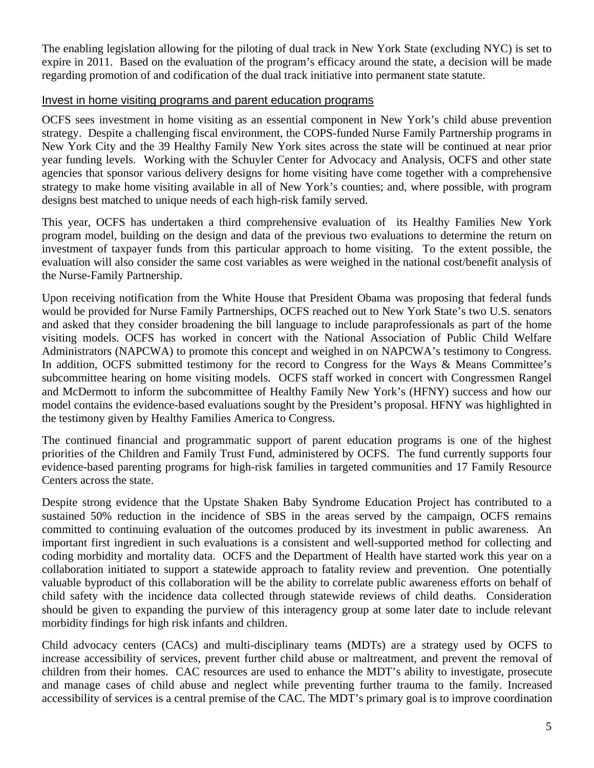The enabling legislation allowing for the piloting of dual track in New York State (excluding NYC) is set to expire in 2011. Based on the evaluation of the program's efficacy around the state, a decision will be made regarding promotion of and codification of the dual track initiative into permanent state statute.

## Invest in home visiting programs and parent education programs

OCFS sees investment in home visiting as an essential component in New York's child abuse prevention strategy. Despite a challenging fiscal environment, the COPS-funded Nurse Family Partnership programs in New York City and the 39 Healthy Family New York sites across the state will be continued at near prior year funding levels. Working with the Schuyler Center for Advocacy and Analysis, OCFS and other state agencies that sponsor various delivery designs for home visiting have come together with a comprehensive strategy to make home visiting available in all of New York's counties; and, where possible, with program designs best matched to unique needs of each high-risk family served.

This year, OCFS has undertaken a third comprehensive evaluation of its Healthy Families New York program model, building on the design and data of the previous two evaluations to determine the return on investment of taxpayer funds from this particular approach to home visiting. To the extent possible, the evaluation will also consider the same cost variables as were weighed in the national cost/benefit analysis of the Nurse-Family Partnership.

Upon receiving notification from the White House that President Obama was proposing that federal funds would be provided for Nurse Family Partnerships, OCFS reached out to New York State's two U.S. senators and asked that they consider broadening the bill language to include paraprofessionals as part of the home visiting models. OCFS has worked in concert with the National Association of Public Child Welfare Administrators (NAPCWA) to promote this concept and weighed in on NAPCWA's testimony to Congress. In addition, OCFS submitted testimony for the record to Congress for the Ways & Means Committee's subcommittee hearing on home visiting models. OCFS staff worked in concert with Congressmen Rangel and McDermott to inform the subcommittee of Healthy Family New York's (HFNY) success and how our model contains the evidence-based evaluations sought by the President's proposal. HFNY was highlighted in the testimony given by Healthy Families America to Congress.

The continued financial and programmatic support of parent education programs is one of the highest priorities of the Children and Family Trust Fund, administered by OCFS. The fund currently supports four evidence-based parenting programs for high-risk families in targeted communities and 17 Family Resource Centers across the state.

Despite strong evidence that the Upstate Shaken Baby Syndrome Education Project has contributed to a sustained 50% reduction in the incidence of SBS in the areas served by the campaign, OCFS remains committed to continuing evaluation of the outcomes produced by its investment in public awareness. An important first ingredient in such evaluations is a consistent and well-supported method for collecting and coding morbidity and mortality data. OCFS and the Department of Health have started work this year on a collaboration initiated to support a statewide approach to fatality review and prevention. One potentially valuable byproduct of this collaboration will be the ability to correlate public awareness efforts on behalf of child safety with the incidence data collected through statewide reviews of child deaths. Consideration should be given to expanding the purview of this interagency group at some later date to include relevant morbidity findings for high risk infants and children.

Child advocacy centers (CACs) and multi-disciplinary teams (MDTs) are a strategy used by OCFS to increase accessibility of services, prevent further child abuse or maltreatment, and prevent the removal of children from their homes. CAC resources are used to enhance the MDT's ability to investigate, prosecute and manage cases of child abuse and neglect while preventing further trauma to the family. Increased accessibility of services is a central premise of the CAC. The MDT's primary goal is to improve coordination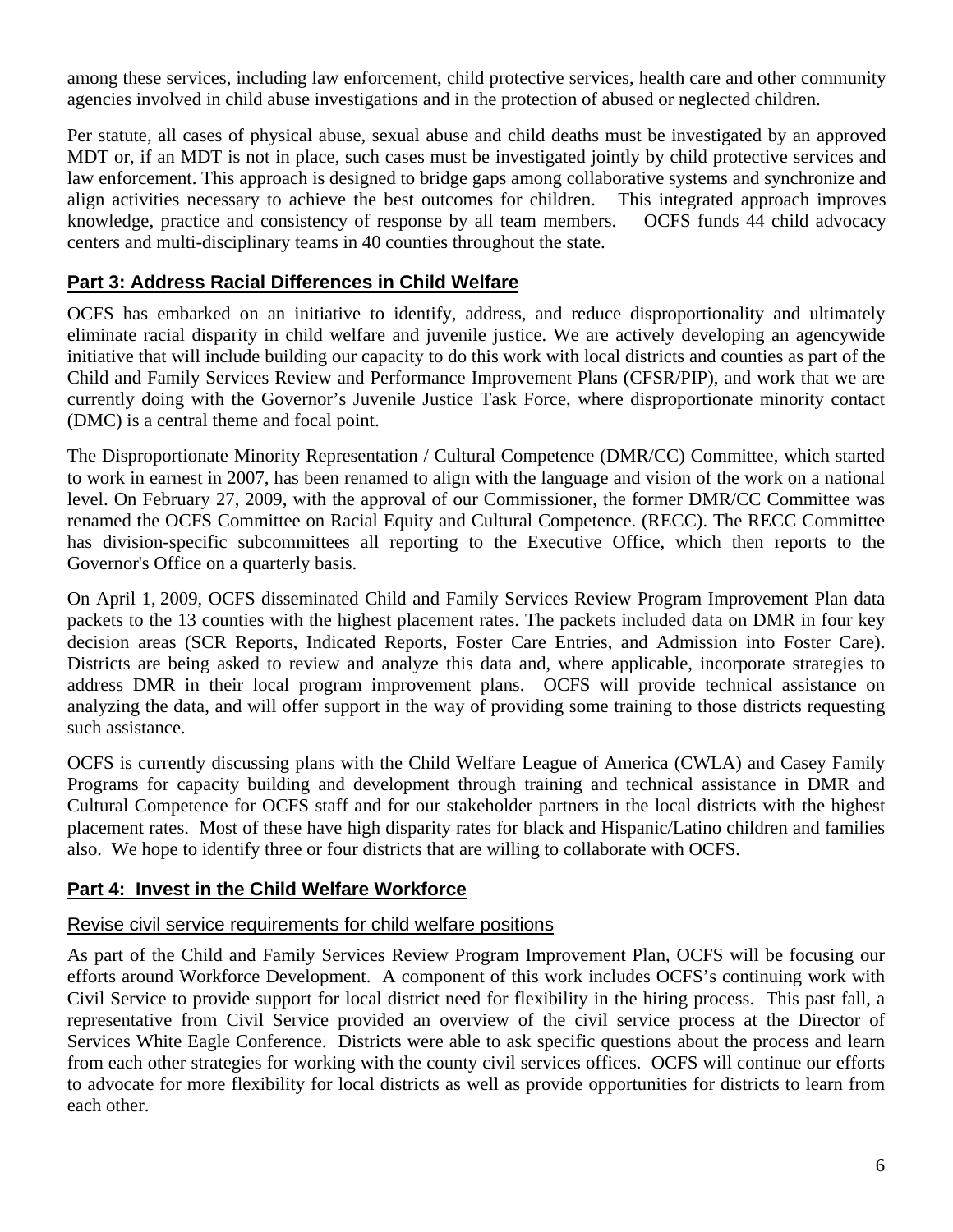among these services, including law enforcement, child protective services, health care and other community agencies involved in child abuse investigations and in the protection of abused or neglected children.

Per statute, all cases of physical abuse, sexual abuse and child deaths must be investigated by an approved MDT or, if an MDT is not in place, such cases must be investigated jointly by child protective services and law enforcement. This approach is designed to bridge gaps among collaborative systems and synchronize and align activities necessary to achieve the best outcomes for children. This integrated approach improves knowledge, practice and consistency of response by all team members. OCFS funds 44 child advocacy centers and multi-disciplinary teams in 40 counties throughout the state.

## Part 3: Address Racial Differences in Child Welfare

OCFS has embarked on an initiative to identify, address, and reduce disproportionality and ultimately eliminate racial disparity in child welfare and juvenile justice. We are actively developing an agencywide initiative that will include building our capacity to do this work with local districts and counties as part of the Child and Family Services Review and Performance Improvement Plans (CFSR/PIP), and work that we are currently doing with the Governor's Juvenile Justice Task Force, where disproportionate minority contact (DMC) is a central theme and focal point.

The Disproportionate Minority Representation / Cultural Competence (DMR/CC) Committee, which started to work in earnest in 2007, has been renamed to align with the language and vision of the work on a national level. On February 27, 2009, with the approval of our Commissioner, the former DMR/CC Committee was renamed the OCFS Committee on Racial Equity and Cultural Competence. (RECC). The RECC Committee has division-specific subcommittees all reporting to the Executive Office, which then reports to the Governor's Office on a quarterly basis.

On April 1, 2009, OCFS disseminated Child and Family Services Review Program Improvement Plan data packets to the 13 counties with the highest placement rates. The packets included data on DMR in four key decision areas (SCR Reports, Indicated Reports, Foster Care Entries, and Admission into Foster Care). Districts are being asked to review and analyze this data and, where applicable, incorporate strategies to address DMR in their local program improvement plans. OCFS will provide technical assistance on analyzing the data, and will offer support in the way of providing some training to those districts requesting such assistance.

OCFS is currently discussing plans with the Child Welfare League of America (CWLA) and Casey Family Programs for capacity building and development through training and technical assistance in DMR and Cultural Competence for OCFS staff and for our stakeholder partners in the local districts with the highest placement rates. Most of these have high disparity rates for black and Hispanic/Latino children and families also. We hope to identify three or four districts that are willing to collaborate with OCFS.

## Part 4: Invest in the Child Welfare Workforce

### Revise civil service requirements for child welfare positions

As part of the Child and Family Services Review Program Improvement Plan, OCFS will be focusing our efforts around Workforce Development. A component of this work includes OCFS's continuing work with Civil Service to provide support for local district need for flexibility in the hiring process. This past fall, a representative from Civil Service provided an overview of the civil service process at the Director of Services White Eagle Conference. Districts were able to ask specific questions about the process and learn from each other strategies for working with the county civil services offices. OCFS will continue our efforts to advocate for more flexibility for local districts as well as provide opportunities for districts to learn from each other.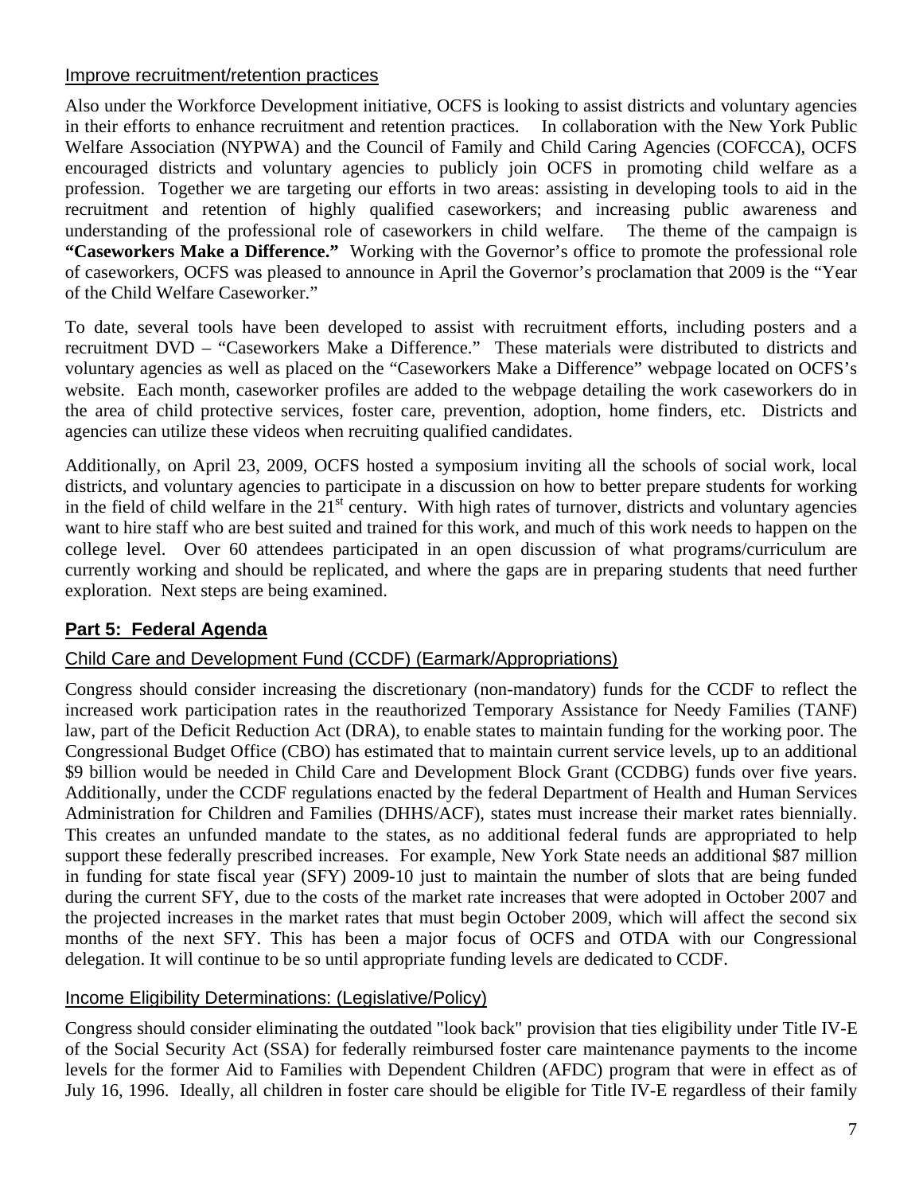### Improve recruitment/retention practices

Also under the Workforce Development initiative, OCFS is looking to assist districts and voluntary agencies in their efforts to enhance recruitment and retention practices. In collaboration with the New York Public Welfare Association (NYPWA) and the Council of Family and Child Caring Agencies (COFCCA), OCFS encouraged districts and voluntary agencies to publicly join OCFS in promoting child welfare as a profession. Together we are targeting our efforts in two areas: assisting in developing tools to aid in the recruitment and retention of highly qualified caseworkers; and increasing public awareness and understanding of the professional role of caseworkers in child welfare. The theme of the campaign is **"Caseworkers Make a Difference."** Working with the Governor's office to promote the professional role of caseworkers, OCFS was pleased to announce in April the Governor's proclamation that 2009 is the "Year of the Child Welfare Caseworker."

To date, several tools have been developed to assist with recruitment efforts, including posters and a recruitment DVD – "Caseworkers Make a Difference." These materials were distributed to districts and voluntary agencies as well as placed on the "Caseworkers Make a Difference" webpage located on OCFS's website. Each month, caseworker profiles are added to the webpage detailing the work caseworkers do in the area of child protective services, foster care, prevention, adoption, home finders, etc. Districts and agencies can utilize these videos when recruiting qualified candidates.

Additionally, on April 23, 2009, OCFS hosted a symposium inviting all the schools of social work, local districts, and voluntary agencies to participate in a discussion on how to better prepare students for working in the field of child welfare in the 21st century. With high rates of turnover, districts and voluntary agencies want to hire staff who are best suited and trained for this work, and much of this work needs to happen on the college level. Over 60 attendees participated in an open discussion of what programs/curriculum are currently working and should be replicated, and where the gaps are in preparing students that need further exploration. Next steps are being examined.

## Part 5: Federal Agenda

### Child Care and Development Fund (CCDF) (Earmark/Appropriations)

Congress should consider increasing the discretionary (non-mandatory) funds for the CCDF to reflect the increased work participation rates in the reauthorized Temporary Assistance for Needy Families (TANF) law, part of the Deficit Reduction Act (DRA), to enable states to maintain funding for the working poor. The Congressional Budget Office (CBO) has estimated that to maintain current service levels, up to an additional $9 billion would be needed in Child Care and Development Block Grant (CCDBG) funds over five years. Additionally, under the CCDF regulations enacted by the federal Department of Health and Human Services Administration for Children and Families (DHHS/ACF), states must increase their market rates biennially. This creates an unfunded mandate to the states, as no additional federal funds are appropriated to help support these federally prescribed increases. For example, New York State needs an additional $87 million in funding for state fiscal year (SFY) 2009-10 just to maintain the number of slots that are being funded during the current SFY, due to the costs of the market rate increases that were adopted in October 2007 and the projected increases in the market rates that must begin October 2009, which will affect the second six months of the next SFY. This has been a major focus of OCFS and OTDA with our Congressional delegation. It will continue to be so until appropriate funding levels are dedicated to CCDF.

### Income Eligibility Determinations: (Legislative/Policy)

Congress should consider eliminating the outdated "look back" provision that ties eligibility under Title IV-E of the Social Security Act (SSA) for federally reimbursed foster care maintenance payments to the income levels for the former Aid to Families with Dependent Children (AFDC) program that were in effect as of July 16, 1996. Ideally, all children in foster care should be eligible for Title IV-E regardless of their family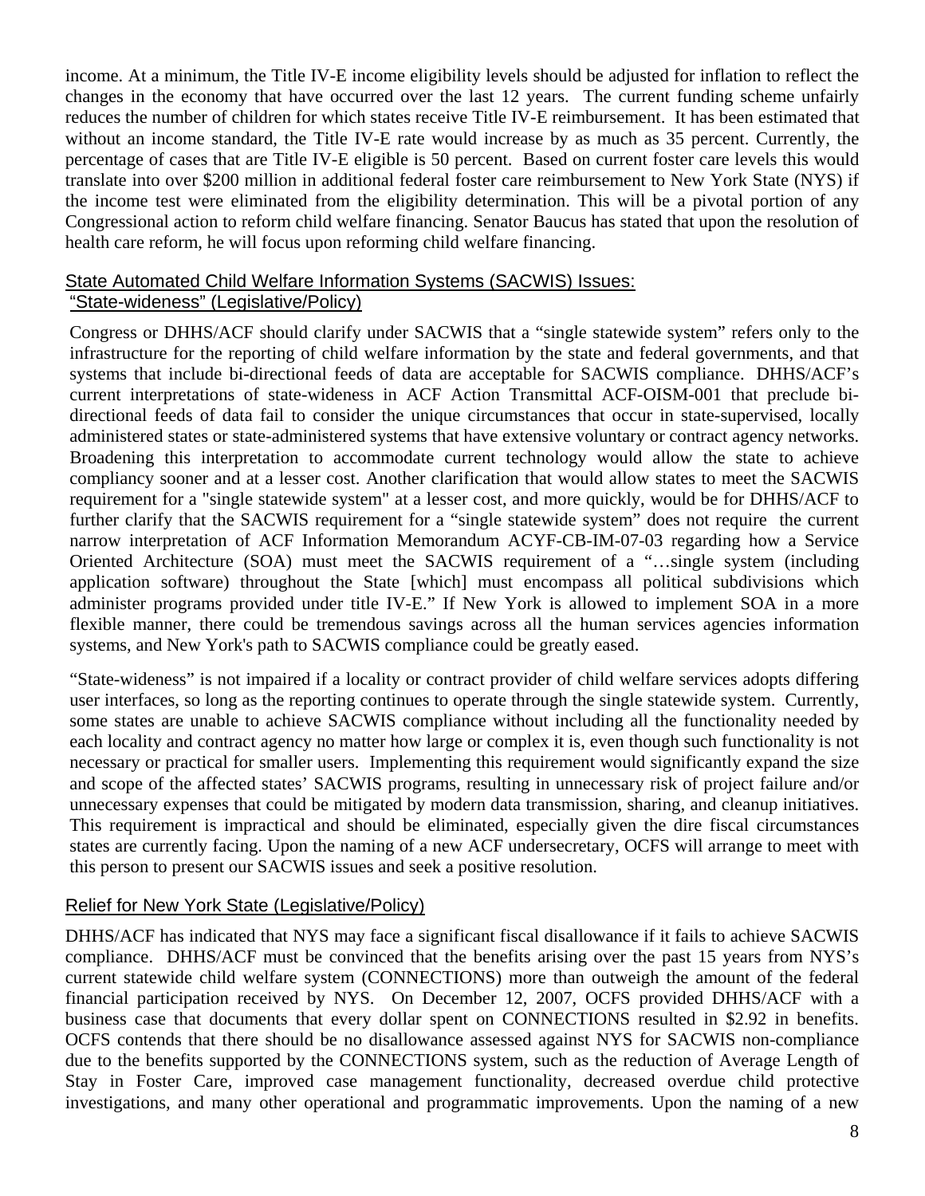income. At a minimum, the Title IV-E income eligibility levels should be adjusted for inflation to reflect the changes in the economy that have occurred over the last 12 years. The current funding scheme unfairly reduces the number of children for which states receive Title IV-E reimbursement. It has been estimated that without an income standard, the Title IV-E rate would increase by as much as 35 percent. Currently, the percentage of cases that are Title IV-E eligible is 50 percent. Based on current foster care levels this would translate into over $200 million in additional federal foster care reimbursement to New York State (NYS) if the income test were eliminated from the eligibility determination. This will be a pivotal portion of any Congressional action to reform child welfare financing. Senator Baucus has stated that upon the resolution of health care reform, he will focus upon reforming child welfare financing.

## State Automated Child Welfare Information Systems (SACWIS) Issues:

### "State-wideness" (Legislative/Policy)

Congress or DHHS/ACF should clarify under SACWIS that a "single statewide system" refers only to the infrastructure for the reporting of child welfare information by the state and federal governments, and that systems that include bi-directional feeds of data are acceptable for SACWIS compliance. DHHS/ACF's current interpretations of state-wideness in ACF Action Transmittal ACF-OISM-001 that preclude bi-directional feeds of data fail to consider the unique circumstances that occur in state-supervised, locally administered states or state-administered systems that have extensive voluntary or contract agency networks. Broadening this interpretation to accommodate current technology would allow the state to achieve compliancy sooner and at a lesser cost. Another clarification that would allow states to meet the SACWIS requirement for a "single statewide system" at a lesser cost, and more quickly, would be for DHHS/ACF to further clarify that the SACWIS requirement for a "single statewide system" does not require the current narrow interpretation of ACF Information Memorandum ACYF-CB-IM-07-03 regarding how a Service Oriented Architecture (SOA) must meet the SACWIS requirement of a "…single system (including application software) throughout the State [which] must encompass all political subdivisions which administer programs provided under title IV-E." If New York is allowed to implement SOA in a more flexible manner, there could be tremendous savings across all the human services agencies information systems, and New York's path to SACWIS compliance could be greatly eased.

"State-wideness" is not impaired if a locality or contract provider of child welfare services adopts differing user interfaces, so long as the reporting continues to operate through the single statewide system. Currently, some states are unable to achieve SACWIS compliance without including all the functionality needed by each locality and contract agency no matter how large or complex it is, even though such functionality is not necessary or practical for smaller users. Implementing this requirement would significantly expand the size and scope of the affected states' SACWIS programs, resulting in unnecessary risk of project failure and/or unnecessary expenses that could be mitigated by modern data transmission, sharing, and cleanup initiatives. This requirement is impractical and should be eliminated, especially given the dire fiscal circumstances states are currently facing. Upon the naming of a new ACF undersecretary, OCFS will arrange to meet with this person to present our SACWIS issues and seek a positive resolution.

### Relief for New York State (Legislative/Policy)

DHHS/ACF has indicated that NYS may face a significant fiscal disallowance if it fails to achieve SACWIS compliance. DHHS/ACF must be convinced that the benefits arising over the past 15 years from NYS's current statewide child welfare system (CONNECTIONS) more than outweigh the amount of the federal financial participation received by NYS. On December 12, 2007, OCFS provided DHHS/ACF with a business case that documents that every dollar spent on CONNECTIONS resulted in $2.92 in benefits. OCFS contends that there should be no disallowance assessed against NYS for SACWIS non-compliance due to the benefits supported by the CONNECTIONS system, such as the reduction of Average Length of Stay in Foster Care, improved case management functionality, decreased overdue child protective investigations, and many other operational and programmatic improvements. Upon the naming of a new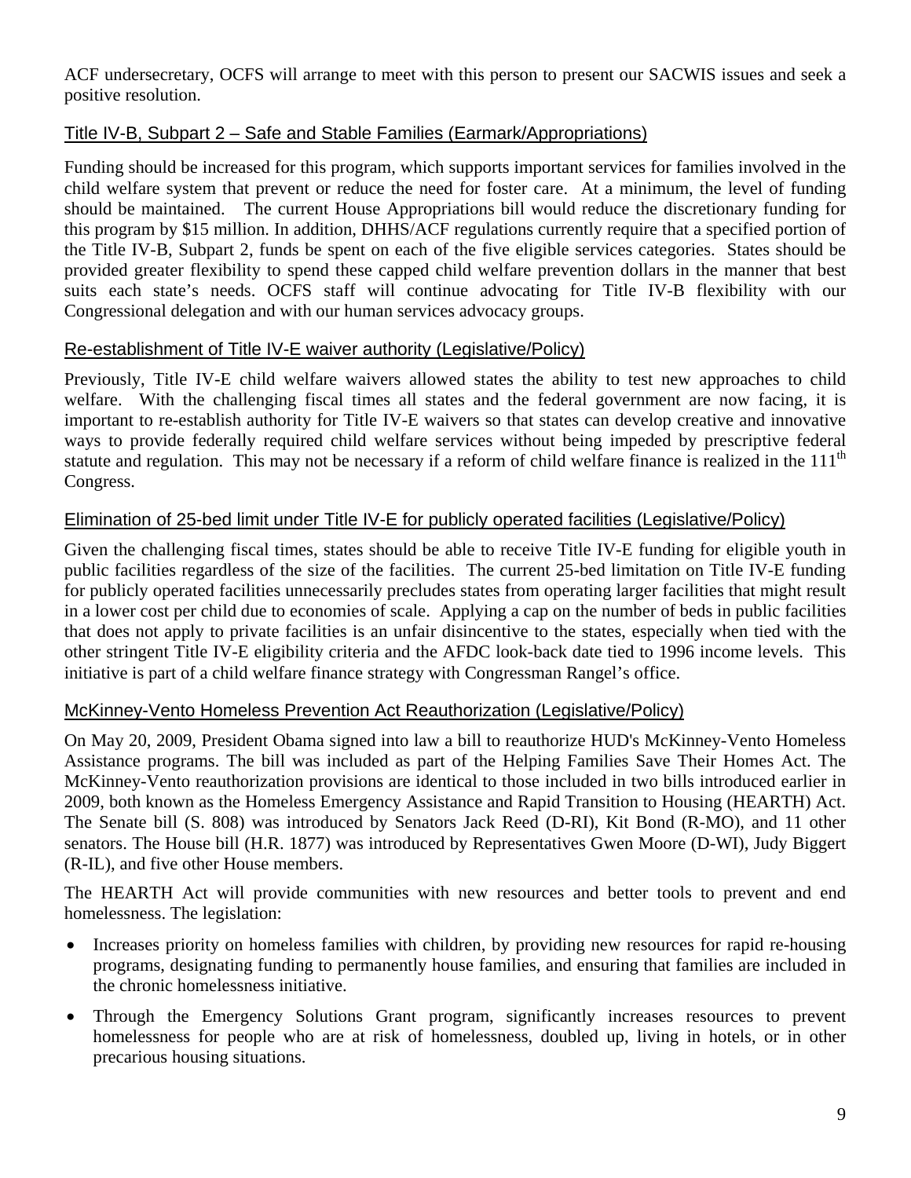ACF undersecretary, OCFS will arrange to meet with this person to present our SACWIS issues and seek a positive resolution.

### Title IV-B, Subpart 2 – Safe and Stable Families (Earmark/Appropriations)

Funding should be increased for this program, which supports important services for families involved in the child welfare system that prevent or reduce the need for foster care. At a minimum, the level of funding should be maintained. The current House Appropriations bill would reduce the discretionary funding for this program by $15 million. In addition, DHHS/ACF regulations currently require that a specified portion of the Title IV-B, Subpart 2, funds be spent on each of the five eligible services categories. States should be provided greater flexibility to spend these capped child welfare prevention dollars in the manner that best suits each state's needs. OCFS staff will continue advocating for Title IV-B flexibility with our Congressional delegation and with our human services advocacy groups.

### Re-establishment of Title IV-E waiver authority (Legislative/Policy)

Previously, Title IV-E child welfare waivers allowed states the ability to test new approaches to child welfare. With the challenging fiscal times all states and the federal government are now facing, it is important to re-establish authority for Title IV-E waivers so that states can develop creative and innovative ways to provide federally required child welfare services without being impeded by prescriptive federal statute and regulation. This may not be necessary if a reform of child welfare finance is realized in the 111th Congress.

### Elimination of 25-bed limit under Title IV-E for publicly operated facilities (Legislative/Policy)

Given the challenging fiscal times, states should be able to receive Title IV-E funding for eligible youth in public facilities regardless of the size of the facilities. The current 25-bed limitation on Title IV-E funding for publicly operated facilities unnecessarily precludes states from operating larger facilities that might result in a lower cost per child due to economies of scale. Applying a cap on the number of beds in public facilities that does not apply to private facilities is an unfair disincentive to the states, especially when tied with the other stringent Title IV-E eligibility criteria and the AFDC look-back date tied to 1996 income levels. This initiative is part of a child welfare finance strategy with Congressman Rangel's office.

### McKinney-Vento Homeless Prevention Act Reauthorization (Legislative/Policy)

On May 20, 2009, President Obama signed into law a bill to reauthorize HUD's McKinney-Vento Homeless Assistance programs. The bill was included as part of the Helping Families Save Their Homes Act. The McKinney-Vento reauthorization provisions are identical to those included in two bills introduced earlier in 2009, both known as the Homeless Emergency Assistance and Rapid Transition to Housing (HEARTH) Act. The Senate bill (S. 808) was introduced by Senators Jack Reed (D-RI), Kit Bond (R-MO), and 11 other senators. The House bill (H.R. 1877) was introduced by Representatives Gwen Moore (D-WI), Judy Biggert (R-IL), and five other House members.

The HEARTH Act will provide communities with new resources and better tools to prevent and end homelessness. The legislation:

- Increases priority on homeless families with children, by providing new resources for rapid re-housing programs, designating funding to permanently house families, and ensuring that families are included in the chronic homelessness initiative.
- Through the Emergency Solutions Grant program, significantly increases resources to prevent homelessness for people who are at risk of homelessness, doubled up, living in hotels, or in other precarious housing situations.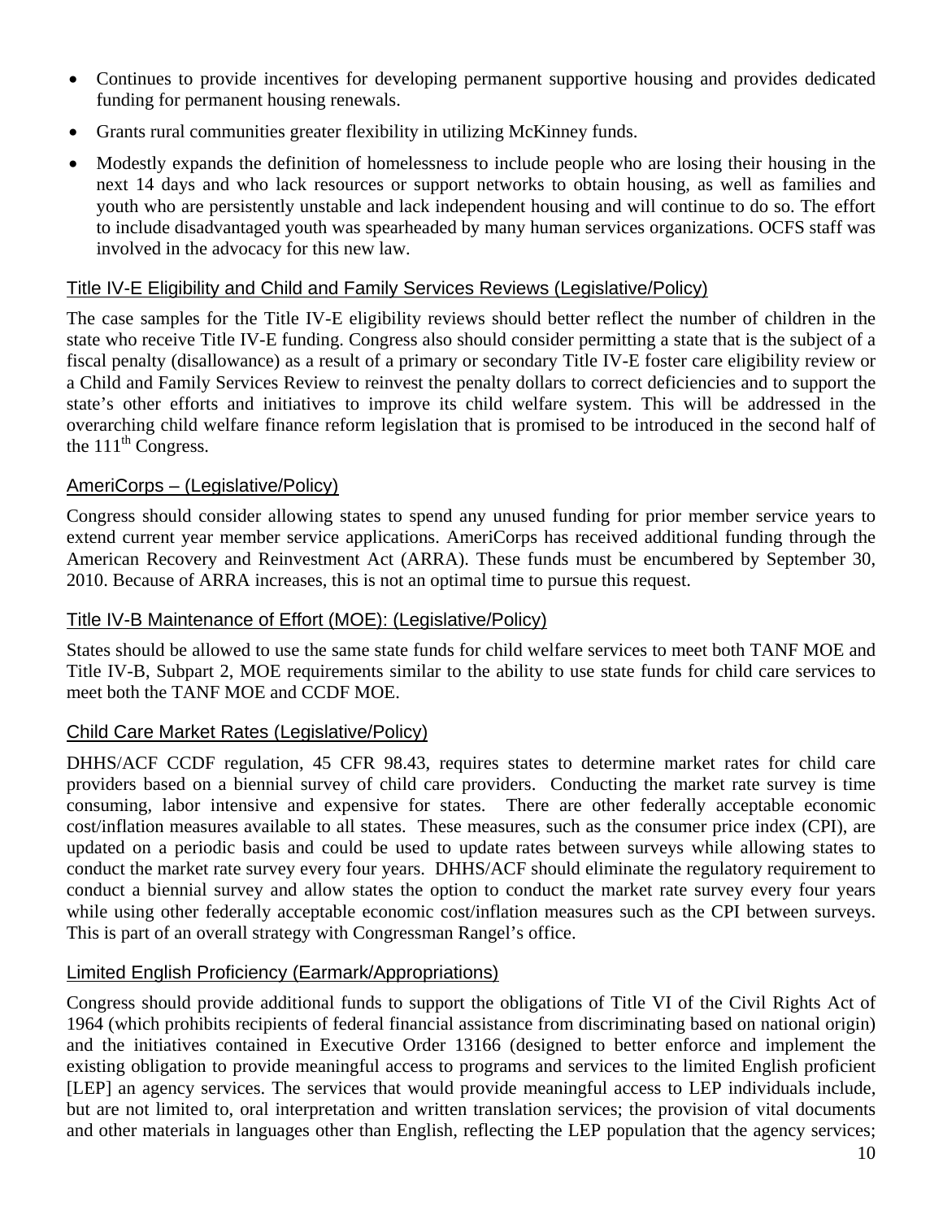- Continues to provide incentives for developing permanent supportive housing and provides dedicated funding for permanent housing renewals.
- Grants rural communities greater flexibility in utilizing McKinney funds.
- Modestly expands the definition of homelessness to include people who are losing their housing in the next 14 days and who lack resources or support networks to obtain housing, as well as families and youth who are persistently unstable and lack independent housing and will continue to do so. The effort to include disadvantaged youth was spearheaded by many human services organizations. OCFS staff was involved in the advocacy for this new law.

### Title IV-E Eligibility and Child and Family Services Reviews (Legislative/Policy)

The case samples for the Title IV-E eligibility reviews should better reflect the number of children in the state who receive Title IV-E funding. Congress also should consider permitting a state that is the subject of a fiscal penalty (disallowance) as a result of a primary or secondary Title IV-E foster care eligibility review or a Child and Family Services Review to reinvest the penalty dollars to correct deficiencies and to support the state's other efforts and initiatives to improve its child welfare system. This will be addressed in the overarching child welfare finance reform legislation that is promised to be introduced in the second half of the 111th Congress.

### AmeriCorps – (Legislative/Policy)

Congress should consider allowing states to spend any unused funding for prior member service years to extend current year member service applications. AmeriCorps has received additional funding through the American Recovery and Reinvestment Act (ARRA). These funds must be encumbered by September 30, 2010. Because of ARRA increases, this is not an optimal time to pursue this request.

### Title IV-B Maintenance of Effort (MOE): (Legislative/Policy)

States should be allowed to use the same state funds for child welfare services to meet both TANF MOE and Title IV-B, Subpart 2, MOE requirements similar to the ability to use state funds for child care services to meet both the TANF MOE and CCDF MOE.

### Child Care Market Rates (Legislative/Policy)

DHHS/ACF CCDF regulation, 45 CFR 98.43, requires states to determine market rates for child care providers based on a biennial survey of child care providers. Conducting the market rate survey is time consuming, labor intensive and expensive for states. There are other federally acceptable economic cost/inflation measures available to all states. These measures, such as the consumer price index (CPI), are updated on a periodic basis and could be used to update rates between surveys while allowing states to conduct the market rate survey every four years. DHHS/ACF should eliminate the regulatory requirement to conduct a biennial survey and allow states the option to conduct the market rate survey every four years while using other federally acceptable economic cost/inflation measures such as the CPI between surveys. This is part of an overall strategy with Congressman Rangel's office.

### Limited English Proficiency (Earmark/Appropriations)

Congress should provide additional funds to support the obligations of Title VI of the Civil Rights Act of 1964 (which prohibits recipients of federal financial assistance from discriminating based on national origin) and the initiatives contained in Executive Order 13166 (designed to better enforce and implement the existing obligation to provide meaningful access to programs and services to the limited English proficient [LEP] an agency services. The services that would provide meaningful access to LEP individuals include, but are not limited to, oral interpretation and written translation services; the provision of vital documents and other materials in languages other than English, reflecting the LEP population that the agency services;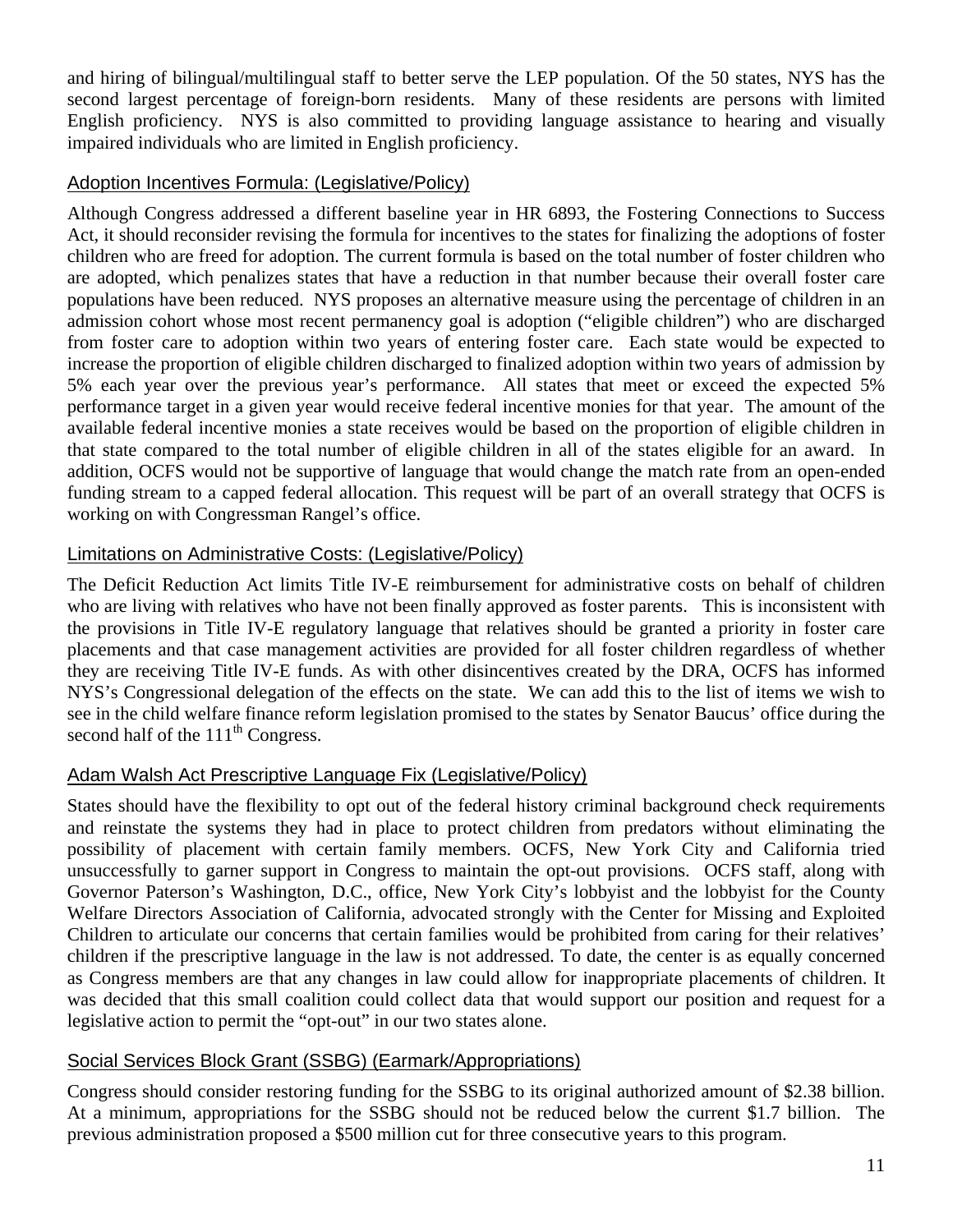and hiring of bilingual/multilingual staff to better serve the LEP population. Of the 50 states, NYS has the second largest percentage of foreign-born residents. Many of these residents are persons with limited English proficiency. NYS is also committed to providing language assistance to hearing and visually impaired individuals who are limited in English proficiency.

## Adoption Incentives Formula: (Legislative/Policy)

Although Congress addressed a different baseline year in HR 6893, the Fostering Connections to Success Act, it should reconsider revising the formula for incentives to the states for finalizing the adoptions of foster children who are freed for adoption. The current formula is based on the total number of foster children who are adopted, which penalizes states that have a reduction in that number because their overall foster care populations have been reduced. NYS proposes an alternative measure using the percentage of children in an admission cohort whose most recent permanency goal is adoption ("eligible children") who are discharged from foster care to adoption within two years of entering foster care. Each state would be expected to increase the proportion of eligible children discharged to finalized adoption within two years of admission by 5% each year over the previous year's performance. All states that meet or exceed the expected 5% performance target in a given year would receive federal incentive monies for that year. The amount of the available federal incentive monies a state receives would be based on the proportion of eligible children in that state compared to the total number of eligible children in all of the states eligible for an award. In addition, OCFS would not be supportive of language that would change the match rate from an open-ended funding stream to a capped federal allocation. This request will be part of an overall strategy that OCFS is working on with Congressman Rangel's office.

## Limitations on Administrative Costs: (Legislative/Policy)

The Deficit Reduction Act limits Title IV-E reimbursement for administrative costs on behalf of children who are living with relatives who have not been finally approved as foster parents. This is inconsistent with the provisions in Title IV-E regulatory language that relatives should be granted a priority in foster care placements and that case management activities are provided for all foster children regardless of whether they are receiving Title IV-E funds. As with other disincentives created by the DRA, OCFS has informed NYS's Congressional delegation of the effects on the state. We can add this to the list of items we wish to see in the child welfare finance reform legislation promised to the states by Senator Baucus' office during the second half of the 111th Congress.

## Adam Walsh Act Prescriptive Language Fix (Legislative/Policy)

States should have the flexibility to opt out of the federal history criminal background check requirements and reinstate the systems they had in place to protect children from predators without eliminating the possibility of placement with certain family members. OCFS, New York City and California tried unsuccessfully to garner support in Congress to maintain the opt-out provisions. OCFS staff, along with Governor Paterson's Washington, D.C., office, New York City's lobbyist and the lobbyist for the County Welfare Directors Association of California, advocated strongly with the Center for Missing and Exploited Children to articulate our concerns that certain families would be prohibited from caring for their relatives' children if the prescriptive language in the law is not addressed. To date, the center is as equally concerned as Congress members are that any changes in law could allow for inappropriate placements of children. It was decided that this small coalition could collect data that would support our position and request for a legislative action to permit the "opt-out" in our two states alone.

## Social Services Block Grant (SSBG) (Earmark/Appropriations)

Congress should consider restoring funding for the SSBG to its original authorized amount of $2.38 billion. At a minimum, appropriations for the SSBG should not be reduced below the current $1.7 billion. The previous administration proposed a $500 million cut for three consecutive years to this program.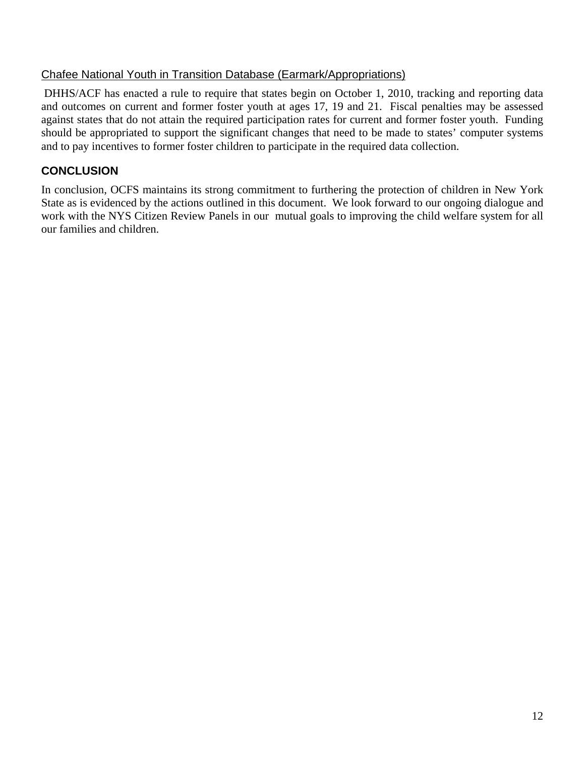Chafee National Youth in Transition Database (Earmark/Appropriations)

DHHS/ACF has enacted a rule to require that states begin on October 1, 2010, tracking and reporting data and outcomes on current and former foster youth at ages 17, 19 and 21. Fiscal penalties may be assessed against states that do not attain the required participation rates for current and former foster youth. Funding should be appropriated to support the significant changes that need to be made to states' computer systems and to pay incentives to former foster children to participate in the required data collection.

## CONCLUSION

In conclusion, OCFS maintains its strong commitment to furthering the protection of children in New York State as is evidenced by the actions outlined in this document. We look forward to our ongoing dialogue and work with the NYS Citizen Review Panels in our mutual goals to improving the child welfare system for all our families and children.